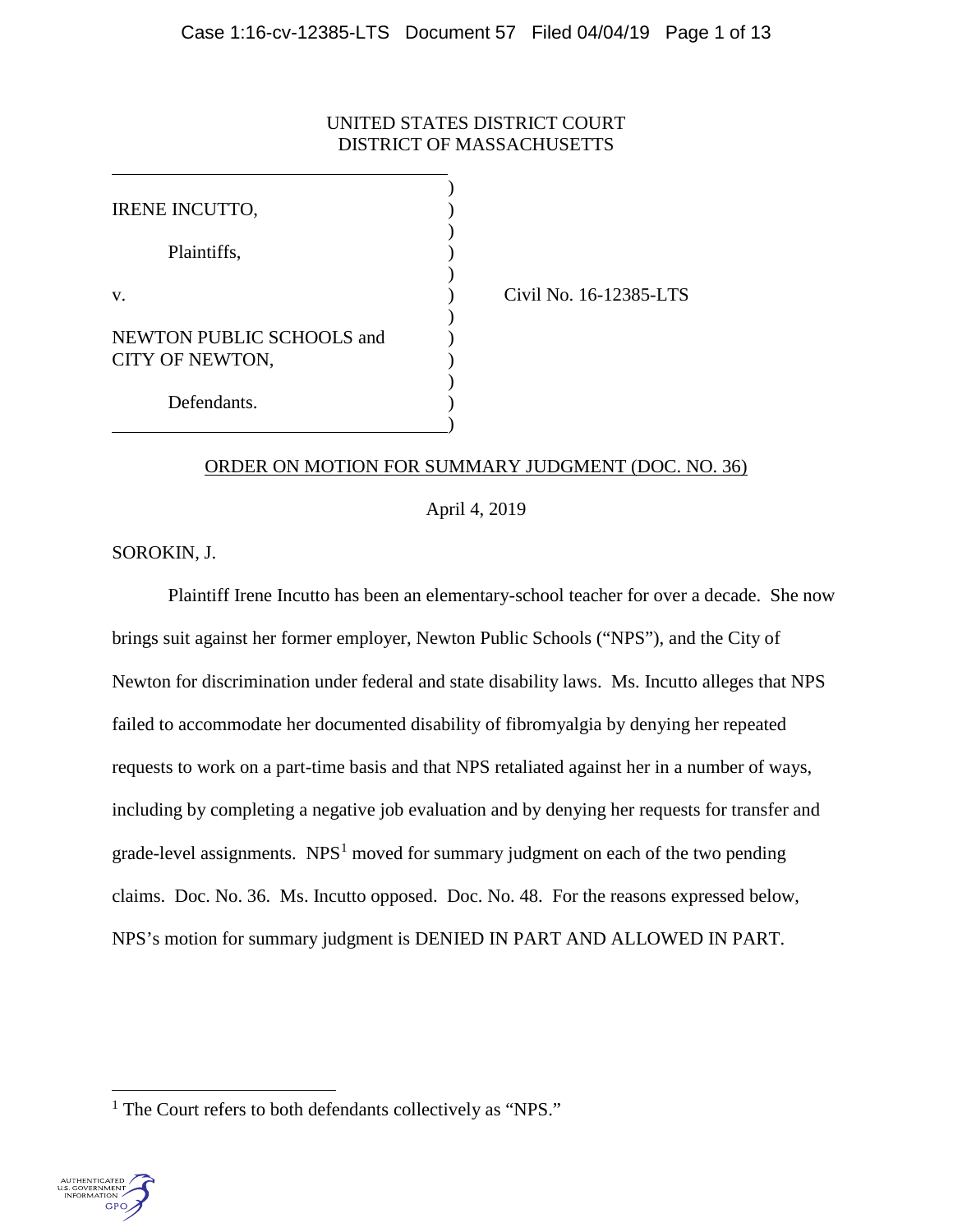UNITED STATES DISTRICT COURT
DISTRICT OF MASSACHUSETTS

IRENE INCUTTO,

Plaintiffs,

v.

NEWTON PUBLIC SCHOOLS and CITY OF NEWTON,

Defendants.

Civil No. 16-12385-LTS

ORDER ON MOTION FOR SUMMARY JUDGMENT (DOC. NO. 36)

April 4, 2019

SOROKIN, J.

Plaintiff Irene Incutto has been an elementary-school teacher for over a decade. She now brings suit against her former employer, Newton Public Schools ("NPS"), and the City of Newton for discrimination under federal and state disability laws. Ms. Incutto alleges that NPS failed to accommodate her documented disability of fibromyalgia by denying her repeated requests to work on a part-time basis and that NPS retaliated against her in a number of ways, including by completing a negative job evaluation and by denying her requests for transfer and grade-level assignments. NPS[1] moved for summary judgment on each of the two pending claims. Doc. No. 36. Ms. Incutto opposed. Doc. No. 48. For the reasons expressed below, NPS's motion for summary judgment is DENIED IN PART AND ALLOWED IN PART.

[1] The Court refers to both defendants collectively as "NPS."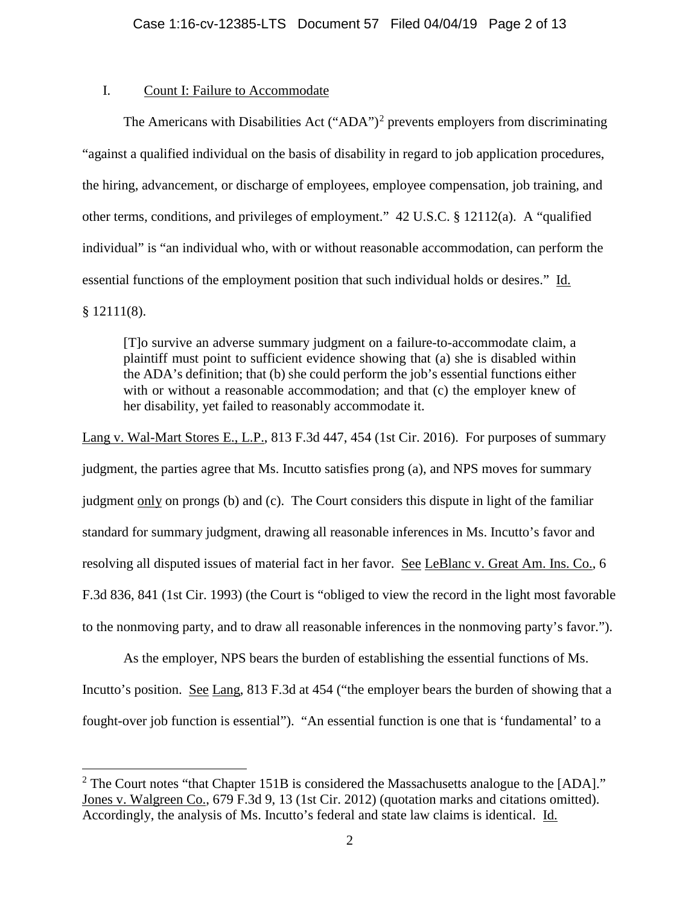## I. Count I: Failure to Accommodate

The Americans with Disabilities Act ("ADA")[2] prevents employers from discriminating "against a qualified individual on the basis of disability in regard to job application procedures, the hiring, advancement, or discharge of employees, employee compensation, job training, and other terms, conditions, and privileges of employment." 42 U.S.C. § 12112(a). A "qualified individual" is "an individual who, with or without reasonable accommodation, can perform the essential functions of the employment position that such individual holds or desires." Id. § 12111(8).

> [T]o survive an adverse summary judgment on a failure-to-accommodate claim, a plaintiff must point to sufficient evidence showing that (a) she is disabled within the ADA's definition; that (b) she could perform the job's essential functions either with or without a reasonable accommodation; and that (c) the employer knew of her disability, yet failed to reasonably accommodate it.

Lang v. Wal-Mart Stores E., L.P., 813 F.3d 447, 454 (1st Cir. 2016). For purposes of summary judgment, the parties agree that Ms. Incutto satisfies prong (a), and NPS moves for summary judgment only on prongs (b) and (c). The Court considers this dispute in light of the familiar standard for summary judgment, drawing all reasonable inferences in Ms. Incutto's favor and resolving all disputed issues of material fact in her favor. See LeBlanc v. Great Am. Ins. Co., 6 F.3d 836, 841 (1st Cir. 1993) (the Court is "obliged to view the record in the light most favorable to the nonmoving party, and to draw all reasonable inferences in the nonmoving party's favor.").

As the employer, NPS bears the burden of establishing the essential functions of Ms. Incutto's position. See Lang, 813 F.3d at 454 ("the employer bears the burden of showing that a fought-over job function is essential"). "An essential function is one that is 'fundamental' to a

---

[2] The Court notes "that Chapter 151B is considered the Massachusetts analogue to the [ADA]." Jones v. Walgreen Co., 679 F.3d 9, 13 (1st Cir. 2012) (quotation marks and citations omitted). Accordingly, the analysis of Ms. Incutto's federal and state law claims is identical. Id.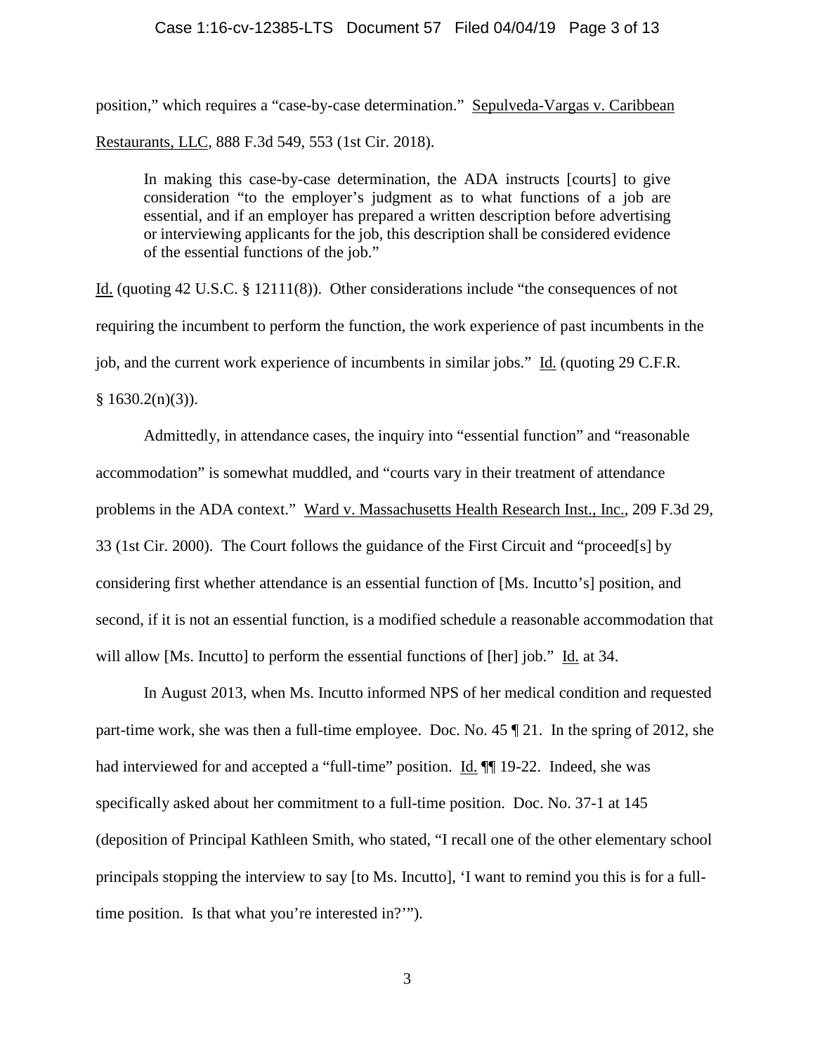position," which requires a "case-by-case determination." Sepulveda-Vargas v. Caribbean Restaurants, LLC, 888 F.3d 549, 553 (1st Cir. 2018).

> In making this case-by-case determination, the ADA instructs [courts] to give consideration "to the employer's judgment as to what functions of a job are essential, and if an employer has prepared a written description before advertising or interviewing applicants for the job, this description shall be considered evidence of the essential functions of the job."

Id. (quoting 42 U.S.C. § 12111(8)). Other considerations include "the consequences of not requiring the incumbent to perform the function, the work experience of past incumbents in the job, and the current work experience of incumbents in similar jobs." Id. (quoting 29 C.F.R. § 1630.2(n)(3)).

Admittedly, in attendance cases, the inquiry into "essential function" and "reasonable accommodation" is somewhat muddled, and "courts vary in their treatment of attendance problems in the ADA context." Ward v. Massachusetts Health Research Inst., Inc., 209 F.3d 29, 33 (1st Cir. 2000). The Court follows the guidance of the First Circuit and "proceed[s] by considering first whether attendance is an essential function of [Ms. Incutto's] position, and second, if it is not an essential function, is a modified schedule a reasonable accommodation that will allow [Ms. Incutto] to perform the essential functions of [her] job." Id. at 34.

In August 2013, when Ms. Incutto informed NPS of her medical condition and requested part-time work, she was then a full-time employee. Doc. No. 45 ¶ 21. In the spring of 2012, she had interviewed for and accepted a "full-time" position. Id. ¶¶ 19-22. Indeed, she was specifically asked about her commitment to a full-time position. Doc. No. 37-1 at 145 (deposition of Principal Kathleen Smith, who stated, "I recall one of the other elementary school principals stopping the interview to say [to Ms. Incutto], 'I want to remind you this is for a full-time position. Is that what you're interested in?'").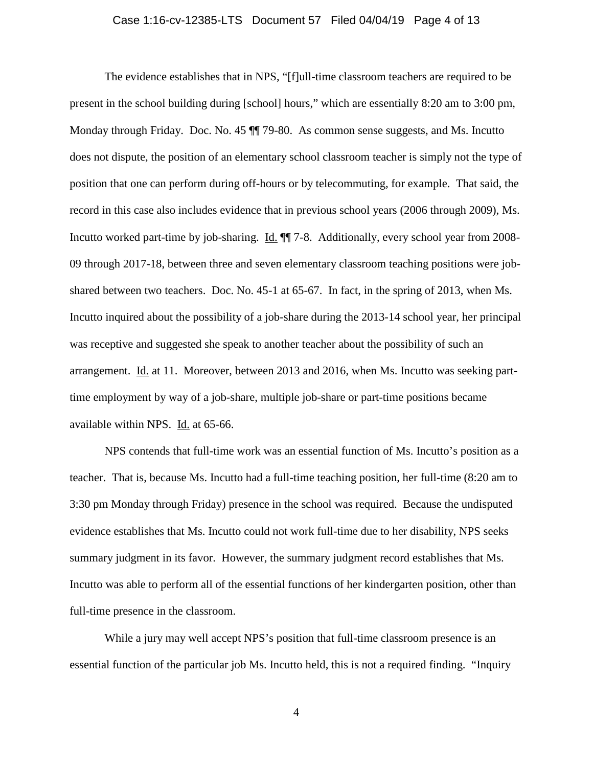The evidence establishes that in NPS, "[f]ull-time classroom teachers are required to be present in the school building during [school] hours," which are essentially 8:20 am to 3:00 pm, Monday through Friday. Doc. No. 45 ¶¶ 79-80. As common sense suggests, and Ms. Incutto does not dispute, the position of an elementary school classroom teacher is simply not the type of position that one can perform during off-hours or by telecommuting, for example. That said, the record in this case also includes evidence that in previous school years (2006 through 2009), Ms. Incutto worked part-time by job-sharing. Id. ¶¶ 7-8. Additionally, every school year from 2008-09 through 2017-18, between three and seven elementary classroom teaching positions were job-shared between two teachers. Doc. No. 45-1 at 65-67. In fact, in the spring of 2013, when Ms. Incutto inquired about the possibility of a job-share during the 2013-14 school year, her principal was receptive and suggested she speak to another teacher about the possibility of such an arrangement. Id. at 11. Moreover, between 2013 and 2016, when Ms. Incutto was seeking part-time employment by way of a job-share, multiple job-share or part-time positions became available within NPS. Id. at 65-66.

NPS contends that full-time work was an essential function of Ms. Incutto's position as a teacher. That is, because Ms. Incutto had a full-time teaching position, her full-time (8:20 am to 3:30 pm Monday through Friday) presence in the school was required. Because the undisputed evidence establishes that Ms. Incutto could not work full-time due to her disability, NPS seeks summary judgment in its favor. However, the summary judgment record establishes that Ms. Incutto was able to perform all of the essential functions of her kindergarten position, other than full-time presence in the classroom.

While a jury may well accept NPS's position that full-time classroom presence is an essential function of the particular job Ms. Incutto held, this is not a required finding. "Inquiry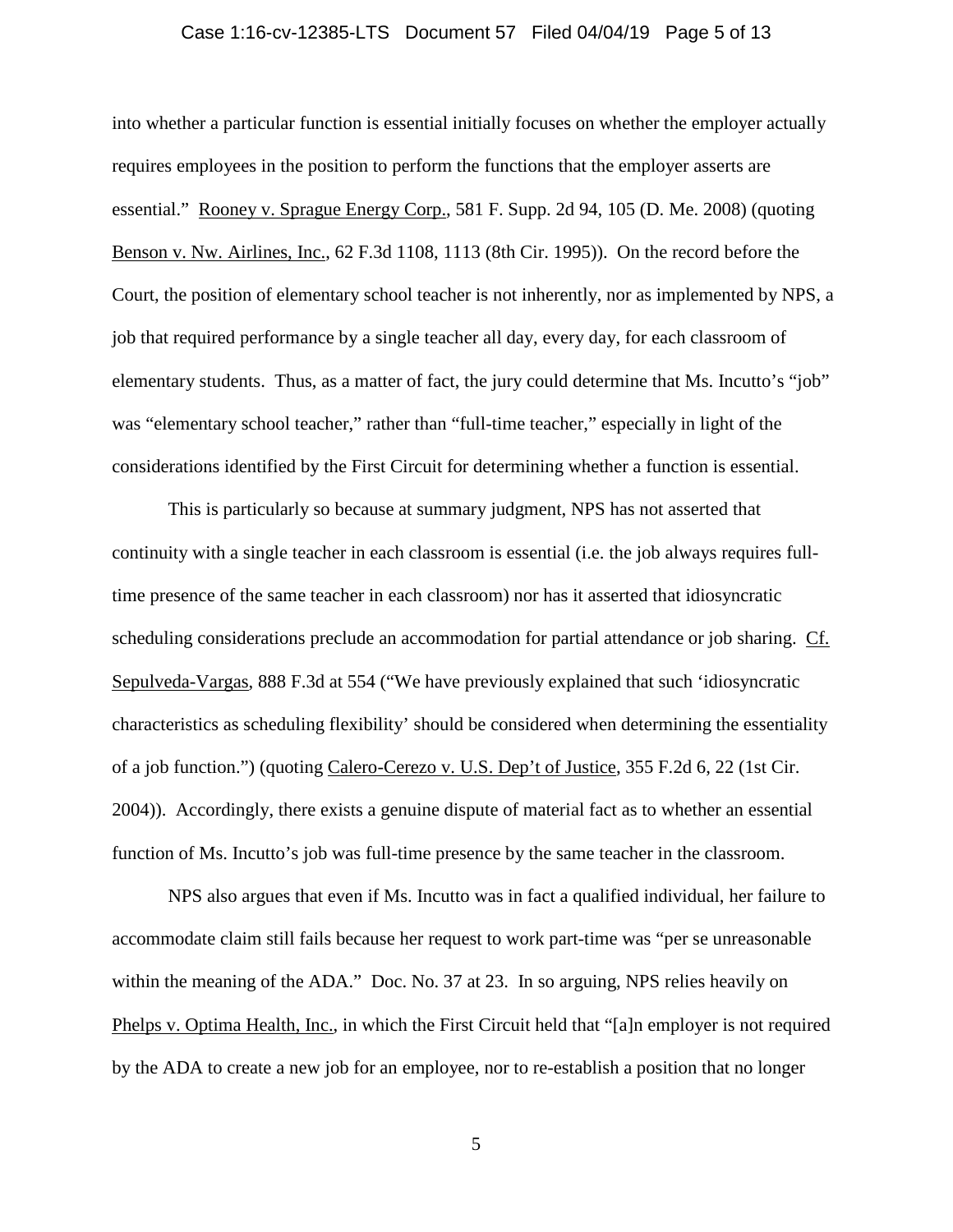into whether a particular function is essential initially focuses on whether the employer actually requires employees in the position to perform the functions that the employer asserts are essential." Rooney v. Sprague Energy Corp., 581 F. Supp. 2d 94, 105 (D. Me. 2008) (quoting Benson v. Nw. Airlines, Inc., 62 F.3d 1108, 1113 (8th Cir. 1995)). On the record before the Court, the position of elementary school teacher is not inherently, nor as implemented by NPS, a job that required performance by a single teacher all day, every day, for each classroom of elementary students. Thus, as a matter of fact, the jury could determine that Ms. Incutto's "job" was "elementary school teacher," rather than "full-time teacher," especially in light of the considerations identified by the First Circuit for determining whether a function is essential.

This is particularly so because at summary judgment, NPS has not asserted that continuity with a single teacher in each classroom is essential (i.e. the job always requires full-time presence of the same teacher in each classroom) nor has it asserted that idiosyncratic scheduling considerations preclude an accommodation for partial attendance or job sharing. Cf. Sepulveda-Vargas, 888 F.3d at 554 ("We have previously explained that such 'idiosyncratic characteristics as scheduling flexibility' should be considered when determining the essentiality of a job function.") (quoting Calero-Cerezo v. U.S. Dep't of Justice, 355 F.2d 6, 22 (1st Cir. 2004)). Accordingly, there exists a genuine dispute of material fact as to whether an essential function of Ms. Incutto's job was full-time presence by the same teacher in the classroom.

NPS also argues that even if Ms. Incutto was in fact a qualified individual, her failure to accommodate claim still fails because her request to work part-time was "per se unreasonable within the meaning of the ADA." Doc. No. 37 at 23. In so arguing, NPS relies heavily on Phelps v. Optima Health, Inc., in which the First Circuit held that "[a]n employer is not required by the ADA to create a new job for an employee, nor to re-establish a position that no longer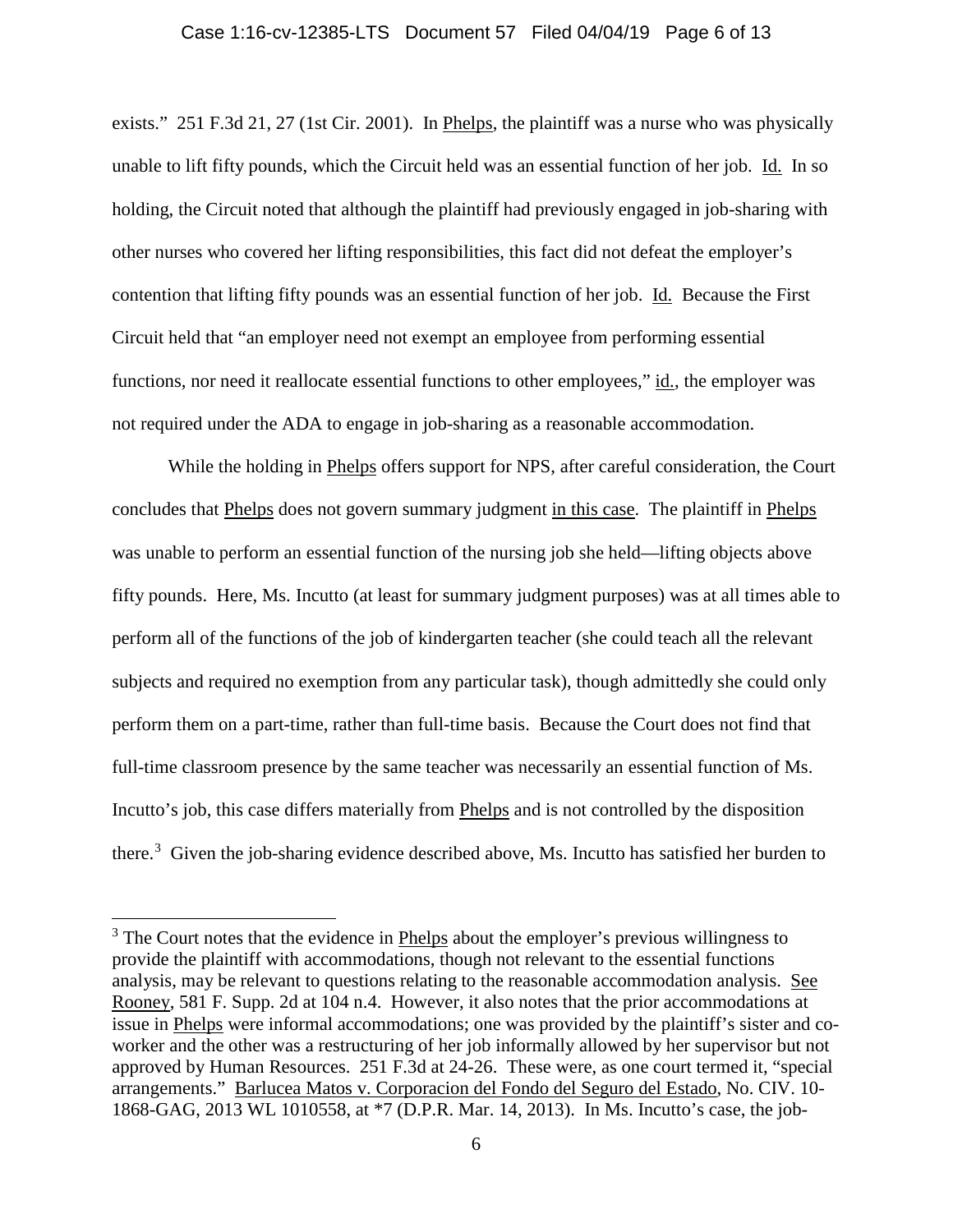exists." 251 F.3d 21, 27 (1st Cir. 2001). In Phelps, the plaintiff was a nurse who was physically unable to lift fifty pounds, which the Circuit held was an essential function of her job. Id. In so holding, the Circuit noted that although the plaintiff had previously engaged in job-sharing with other nurses who covered her lifting responsibilities, this fact did not defeat the employer's contention that lifting fifty pounds was an essential function of her job. Id. Because the First Circuit held that "an employer need not exempt an employee from performing essential functions, nor need it reallocate essential functions to other employees," id., the employer was not required under the ADA to engage in job-sharing as a reasonable accommodation.

While the holding in Phelps offers support for NPS, after careful consideration, the Court concludes that Phelps does not govern summary judgment in this case. The plaintiff in Phelps was unable to perform an essential function of the nursing job she held—lifting objects above fifty pounds. Here, Ms. Incutto (at least for summary judgment purposes) was at all times able to perform all of the functions of the job of kindergarten teacher (she could teach all the relevant subjects and required no exemption from any particular task), though admittedly she could only perform them on a part-time, rather than full-time basis. Because the Court does not find that full-time classroom presence by the same teacher was necessarily an essential function of Ms. Incutto's job, this case differs materially from Phelps and is not controlled by the disposition there.[3] Given the job-sharing evidence described above, Ms. Incutto has satisfied her burden to

[3] The Court notes that the evidence in Phelps about the employer's previous willingness to provide the plaintiff with accommodations, though not relevant to the essential functions analysis, may be relevant to questions relating to the reasonable accommodation analysis. See Rooney, 581 F. Supp. 2d at 104 n.4. However, it also notes that the prior accommodations at issue in Phelps were informal accommodations; one was provided by the plaintiff's sister and co-worker and the other was a restructuring of her job informally allowed by her supervisor but not approved by Human Resources. 251 F.3d at 24-26. These were, as one court termed it, "special arrangements." Barlucea Matos v. Corporacion del Fondo del Seguro del Estado, No. CIV. 10-1868-GAG, 2013 WL 1010558, at *7 (D.P.R. Mar. 14, 2013). In Ms. Incutto's case, the job-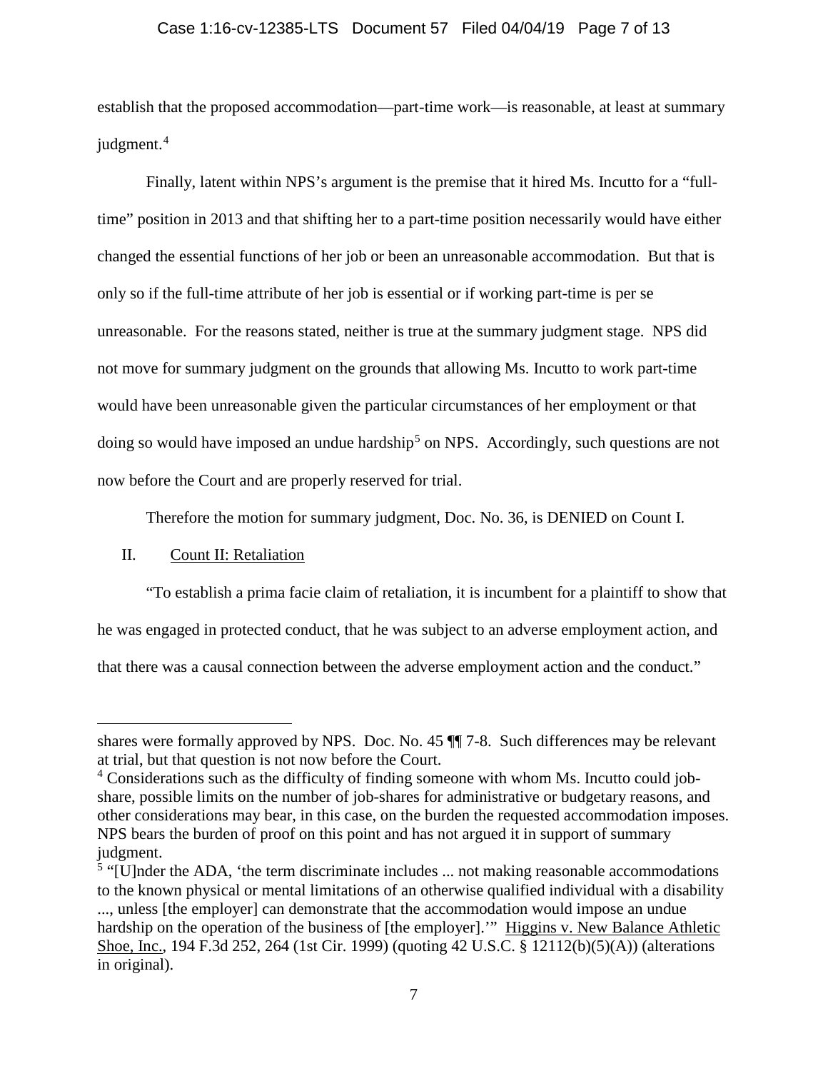establish that the proposed accommodation—part-time work—is reasonable, at least at summary judgment.[4]

Finally, latent within NPS's argument is the premise that it hired Ms. Incutto for a "full-time" position in 2013 and that shifting her to a part-time position necessarily would have either changed the essential functions of her job or been an unreasonable accommodation. But that is only so if the full-time attribute of her job is essential or if working part-time is per se unreasonable. For the reasons stated, neither is true at the summary judgment stage. NPS did not move for summary judgment on the grounds that allowing Ms. Incutto to work part-time would have been unreasonable given the particular circumstances of her employment or that doing so would have imposed an undue hardship[5] on NPS. Accordingly, such questions are not now before the Court and are properly reserved for trial.

Therefore the motion for summary judgment, Doc. No. 36, is DENIED on Count I.

## II. Count II: Retaliation

"To establish a prima facie claim of retaliation, it is incumbent for a plaintiff to show that he was engaged in protected conduct, that he was subject to an adverse employment action, and that there was a causal connection between the adverse employment action and the conduct."

---

shares were formally approved by NPS. Doc. No. 45 ¶¶ 7-8. Such differences may be relevant at trial, but that question is not now before the Court.

[4] Considerations such as the difficulty of finding someone with whom Ms. Incutto could job-share, possible limits on the number of job-shares for administrative or budgetary reasons, and other considerations may bear, in this case, on the burden the requested accommodation imposes. NPS bears the burden of proof on this point and has not argued it in support of summary judgment.

[5] "[U]nder the ADA, 'the term discriminate includes ... not making reasonable accommodations to the known physical or mental limitations of an otherwise qualified individual with a disability ..., unless [the employer] can demonstrate that the accommodation would impose an undue hardship on the operation of the business of [the employer].'" Higgins v. New Balance Athletic Shoe, Inc., 194 F.3d 252, 264 (1st Cir. 1999) (quoting 42 U.S.C. § 12112(b)(5)(A)) (alterations in original).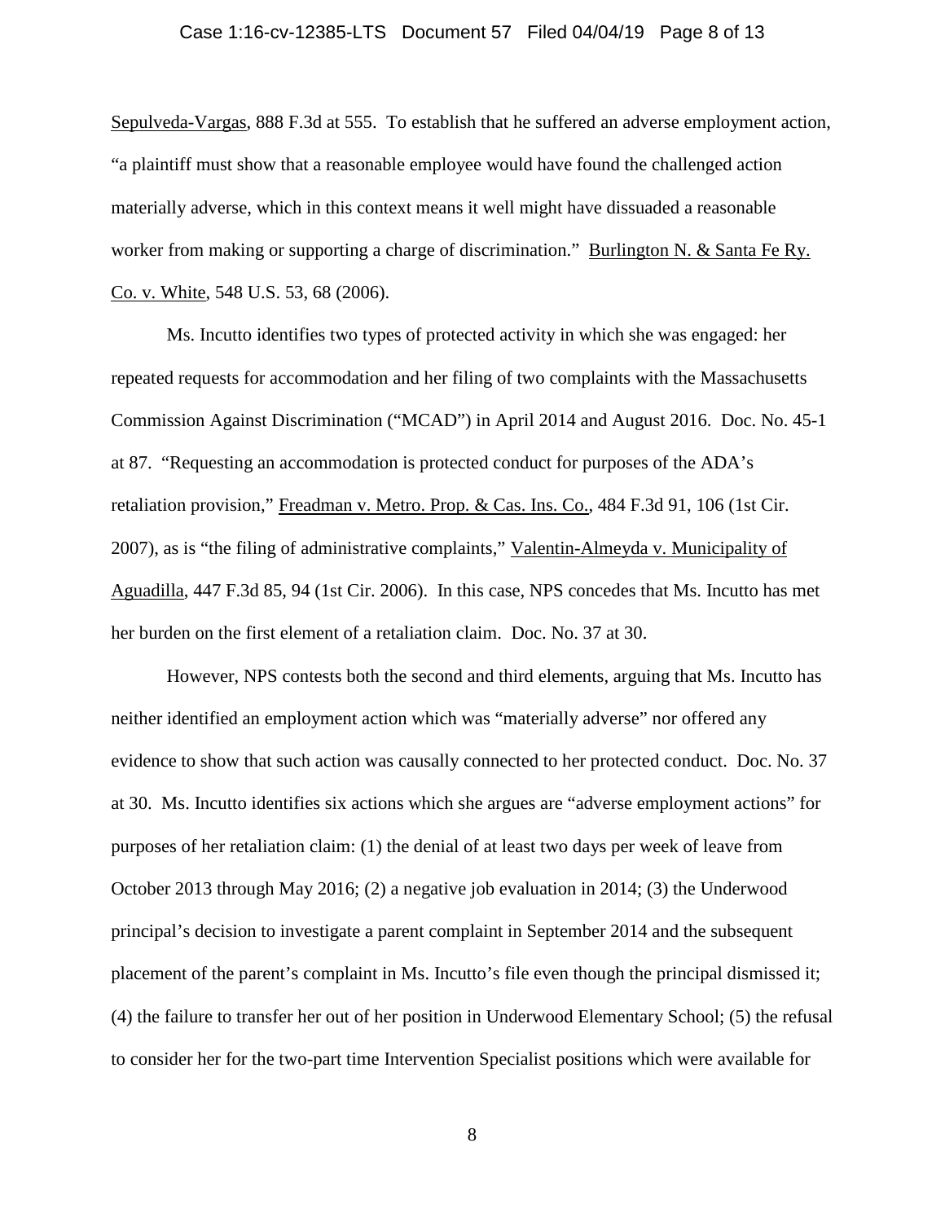Sepulveda-Vargas, 888 F.3d at 555. To establish that he suffered an adverse employment action, "a plaintiff must show that a reasonable employee would have found the challenged action materially adverse, which in this context means it well might have dissuaded a reasonable worker from making or supporting a charge of discrimination." Burlington N. & Santa Fe Ry. Co. v. White, 548 U.S. 53, 68 (2006).

Ms. Incutto identifies two types of protected activity in which she was engaged: her repeated requests for accommodation and her filing of two complaints with the Massachusetts Commission Against Discrimination ("MCAD") in April 2014 and August 2016. Doc. No. 45-1 at 87. "Requesting an accommodation is protected conduct for purposes of the ADA's retaliation provision," Freadman v. Metro. Prop. & Cas. Ins. Co., 484 F.3d 91, 106 (1st Cir. 2007), as is "the filing of administrative complaints," Valentin-Almeyda v. Municipality of Aguadilla, 447 F.3d 85, 94 (1st Cir. 2006). In this case, NPS concedes that Ms. Incutto has met her burden on the first element of a retaliation claim. Doc. No. 37 at 30.

However, NPS contests both the second and third elements, arguing that Ms. Incutto has neither identified an employment action which was "materially adverse" nor offered any evidence to show that such action was causally connected to her protected conduct. Doc. No. 37 at 30. Ms. Incutto identifies six actions which she argues are "adverse employment actions" for purposes of her retaliation claim: (1) the denial of at least two days per week of leave from October 2013 through May 2016; (2) a negative job evaluation in 2014; (3) the Underwood principal's decision to investigate a parent complaint in September 2014 and the subsequent placement of the parent's complaint in Ms. Incutto's file even though the principal dismissed it; (4) the failure to transfer her out of her position in Underwood Elementary School; (5) the refusal to consider her for the two-part time Intervention Specialist positions which were available for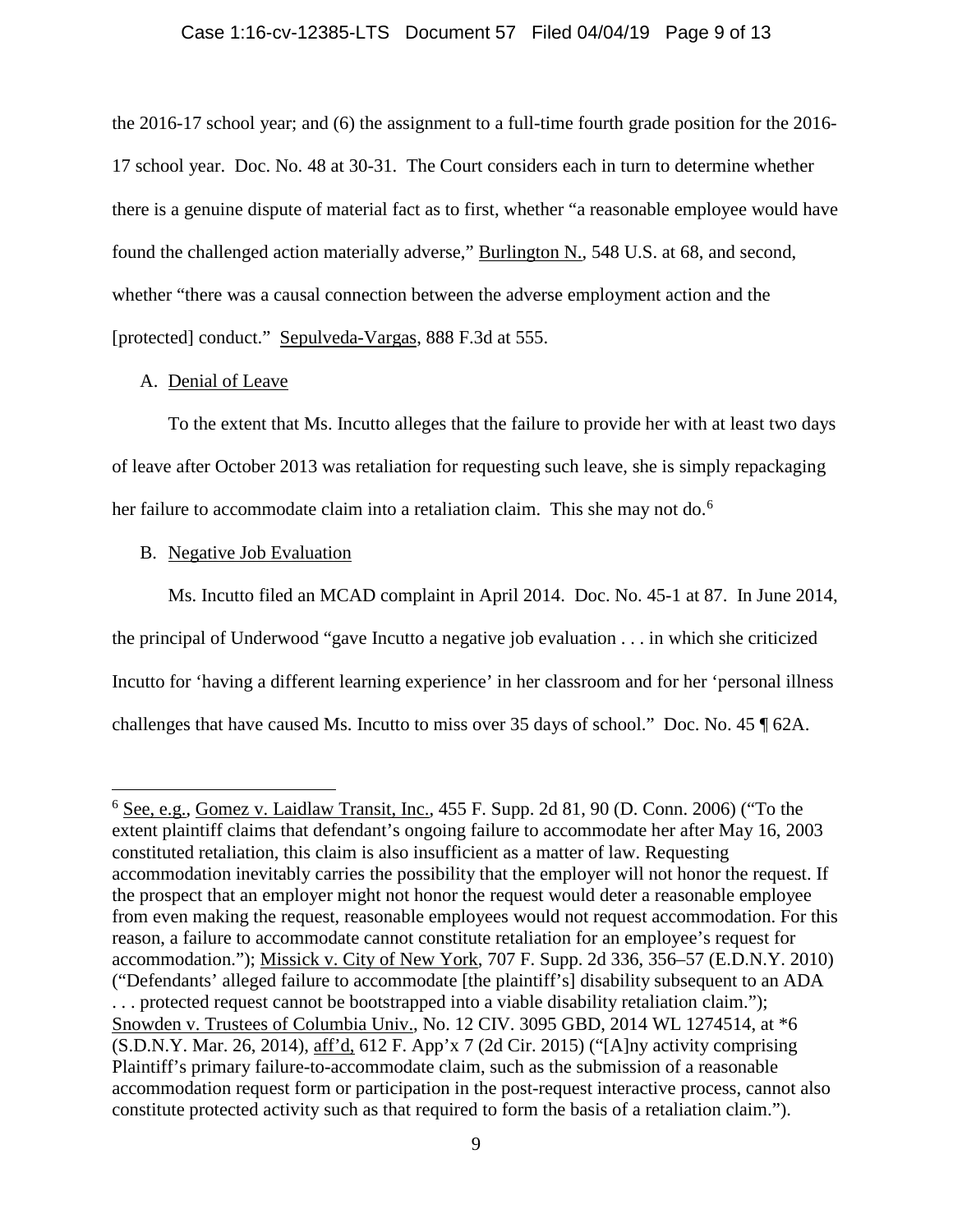the 2016-17 school year; and (6) the assignment to a full-time fourth grade position for the 2016-17 school year. Doc. No. 48 at 30-31. The Court considers each in turn to determine whether there is a genuine dispute of material fact as to first, whether "a reasonable employee would have found the challenged action materially adverse," Burlington N., 548 U.S. at 68, and second, whether "there was a causal connection between the adverse employment action and the [protected] conduct." Sepulveda-Vargas, 888 F.3d at 555.

A. Denial of Leave

To the extent that Ms. Incutto alleges that the failure to provide her with at least two days of leave after October 2013 was retaliation for requesting such leave, she is simply repackaging her failure to accommodate claim into a retaliation claim. This she may not do.[6]

B. Negative Job Evaluation

Ms. Incutto filed an MCAD complaint in April 2014. Doc. No. 45-1 at 87. In June 2014, the principal of Underwood "gave Incutto a negative job evaluation . . . in which she criticized Incutto for 'having a different learning experience' in her classroom and for her 'personal illness challenges that have caused Ms. Incutto to miss over 35 days of school." Doc. No. 45 ¶ 62A.

---

[6] See, e.g., Gomez v. Laidlaw Transit, Inc., 455 F. Supp. 2d 81, 90 (D. Conn. 2006) ("To the extent plaintiff claims that defendant's ongoing failure to accommodate her after May 16, 2003 constituted retaliation, this claim is also insufficient as a matter of law. Requesting accommodation inevitably carries the possibility that the employer will not honor the request. If the prospect that an employer might not honor the request would deter a reasonable employee from even making the request, reasonable employees would not request accommodation. For this reason, a failure to accommodate cannot constitute retaliation for an employee's request for accommodation."); Missick v. City of New York, 707 F. Supp. 2d 336, 356–57 (E.D.N.Y. 2010) ("Defendants' alleged failure to accommodate [the plaintiff's] disability subsequent to an ADA . . . protected request cannot be bootstrapped into a viable disability retaliation claim."); Snowden v. Trustees of Columbia Univ., No. 12 CIV. 3095 GBD, 2014 WL 1274514, at *6 (S.D.N.Y. Mar. 26, 2014), aff'd, 612 F. App'x 7 (2d Cir. 2015) ("[A]ny activity comprising Plaintiff's primary failure-to-accommodate claim, such as the submission of a reasonable accommodation request form or participation in the post-request interactive process, cannot also constitute protected activity such as that required to form the basis of a retaliation claim.").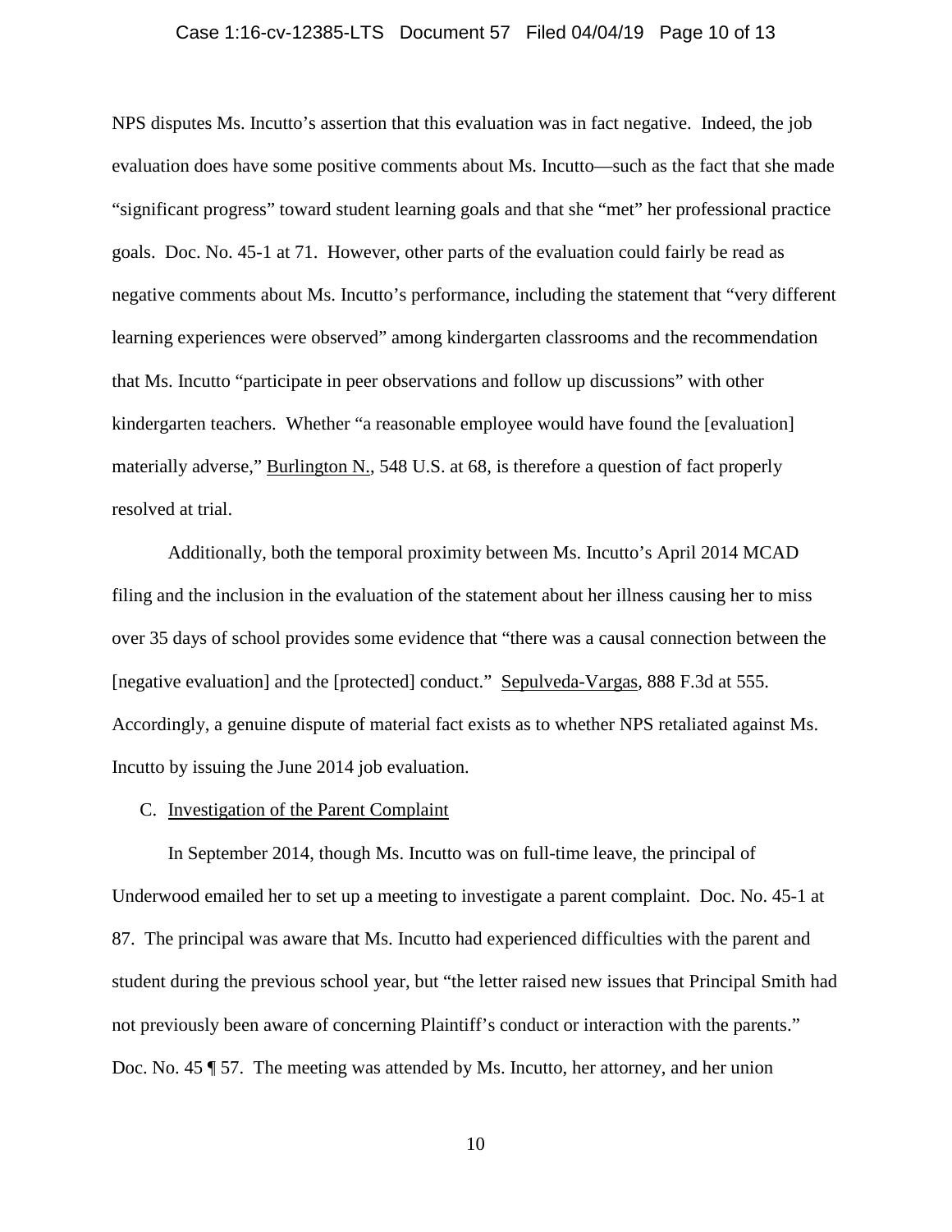NPS disputes Ms. Incutto's assertion that this evaluation was in fact negative. Indeed, the job evaluation does have some positive comments about Ms. Incutto—such as the fact that she made "significant progress" toward student learning goals and that she "met" her professional practice goals. Doc. No. 45-1 at 71. However, other parts of the evaluation could fairly be read as negative comments about Ms. Incutto's performance, including the statement that "very different learning experiences were observed" among kindergarten classrooms and the recommendation that Ms. Incutto "participate in peer observations and follow up discussions" with other kindergarten teachers. Whether "a reasonable employee would have found the [evaluation] materially adverse," Burlington N., 548 U.S. at 68, is therefore a question of fact properly resolved at trial.

Additionally, both the temporal proximity between Ms. Incutto's April 2014 MCAD filing and the inclusion in the evaluation of the statement about her illness causing her to miss over 35 days of school provides some evidence that "there was a causal connection between the [negative evaluation] and the [protected] conduct." Sepulveda-Vargas, 888 F.3d at 555. Accordingly, a genuine dispute of material fact exists as to whether NPS retaliated against Ms. Incutto by issuing the June 2014 job evaluation.

C. Investigation of the Parent Complaint

In September 2014, though Ms. Incutto was on full-time leave, the principal of Underwood emailed her to set up a meeting to investigate a parent complaint. Doc. No. 45-1 at 87. The principal was aware that Ms. Incutto had experienced difficulties with the parent and student during the previous school year, but "the letter raised new issues that Principal Smith had not previously been aware of concerning Plaintiff's conduct or interaction with the parents." Doc. No. 45 ¶ 57. The meeting was attended by Ms. Incutto, her attorney, and her union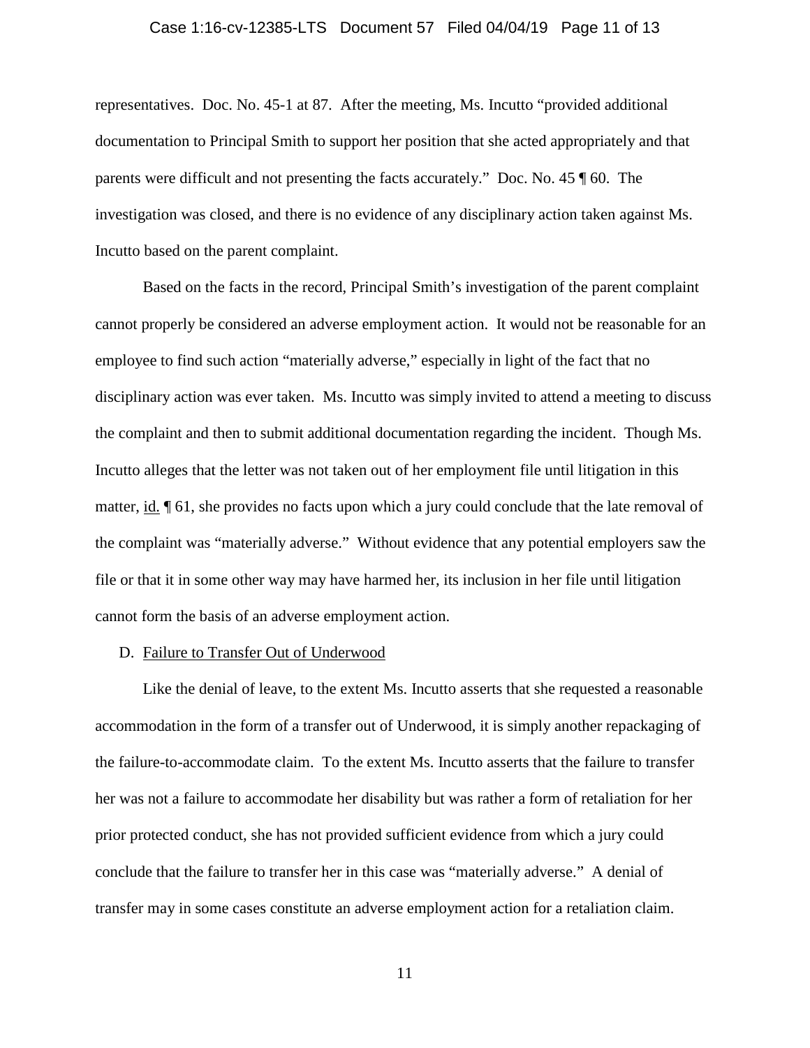representatives. Doc. No. 45-1 at 87. After the meeting, Ms. Incutto "provided additional documentation to Principal Smith to support her position that she acted appropriately and that parents were difficult and not presenting the facts accurately." Doc. No. 45 ¶ 60. The investigation was closed, and there is no evidence of any disciplinary action taken against Ms. Incutto based on the parent complaint.

Based on the facts in the record, Principal Smith's investigation of the parent complaint cannot properly be considered an adverse employment action. It would not be reasonable for an employee to find such action "materially adverse," especially in light of the fact that no disciplinary action was ever taken. Ms. Incutto was simply invited to attend a meeting to discuss the complaint and then to submit additional documentation regarding the incident. Though Ms. Incutto alleges that the letter was not taken out of her employment file until litigation in this matter, id. ¶ 61, she provides no facts upon which a jury could conclude that the late removal of the complaint was "materially adverse." Without evidence that any potential employers saw the file or that it in some other way may have harmed her, its inclusion in her file until litigation cannot form the basis of an adverse employment action.

D. Failure to Transfer Out of Underwood

Like the denial of leave, to the extent Ms. Incutto asserts that she requested a reasonable accommodation in the form of a transfer out of Underwood, it is simply another repackaging of the failure-to-accommodate claim. To the extent Ms. Incutto asserts that the failure to transfer her was not a failure to accommodate her disability but was rather a form of retaliation for her prior protected conduct, she has not provided sufficient evidence from which a jury could conclude that the failure to transfer her in this case was "materially adverse." A denial of transfer may in some cases constitute an adverse employment action for a retaliation claim.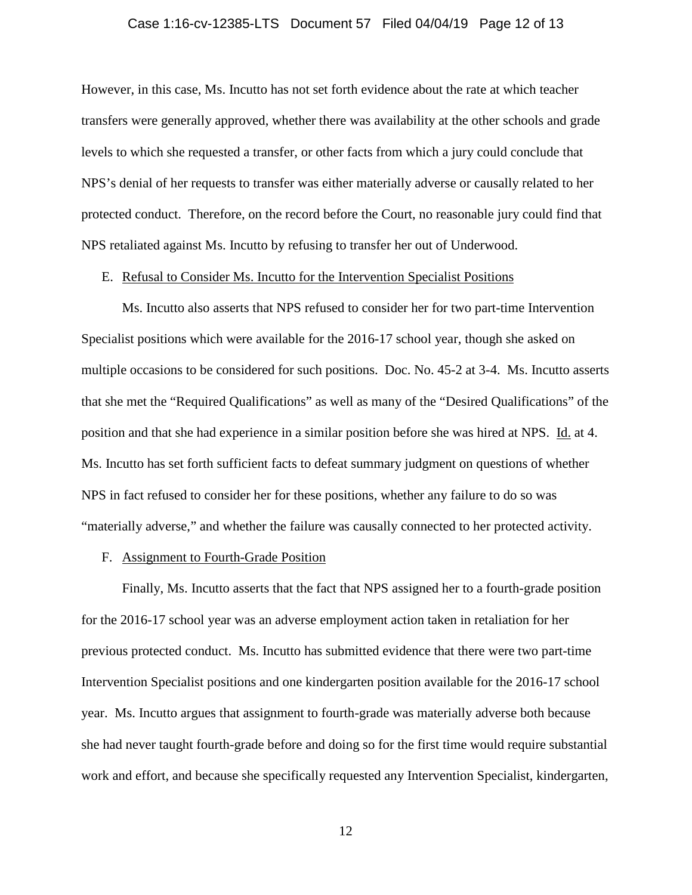However, in this case, Ms. Incutto has not set forth evidence about the rate at which teacher transfers were generally approved, whether there was availability at the other schools and grade levels to which she requested a transfer, or other facts from which a jury could conclude that NPS's denial of her requests to transfer was either materially adverse or causally related to her protected conduct. Therefore, on the record before the Court, no reasonable jury could find that NPS retaliated against Ms. Incutto by refusing to transfer her out of Underwood.

E. Refusal to Consider Ms. Incutto for the Intervention Specialist Positions

Ms. Incutto also asserts that NPS refused to consider her for two part-time Intervention Specialist positions which were available for the 2016-17 school year, though she asked on multiple occasions to be considered for such positions. Doc. No. 45-2 at 3-4. Ms. Incutto asserts that she met the "Required Qualifications" as well as many of the "Desired Qualifications" of the position and that she had experience in a similar position before she was hired at NPS. Id. at 4. Ms. Incutto has set forth sufficient facts to defeat summary judgment on questions of whether NPS in fact refused to consider her for these positions, whether any failure to do so was "materially adverse," and whether the failure was causally connected to her protected activity.

F. Assignment to Fourth-Grade Position

Finally, Ms. Incutto asserts that the fact that NPS assigned her to a fourth-grade position for the 2016-17 school year was an adverse employment action taken in retaliation for her previous protected conduct. Ms. Incutto has submitted evidence that there were two part-time Intervention Specialist positions and one kindergarten position available for the 2016-17 school year. Ms. Incutto argues that assignment to fourth-grade was materially adverse both because she had never taught fourth-grade before and doing so for the first time would require substantial work and effort, and because she specifically requested any Intervention Specialist, kindergarten,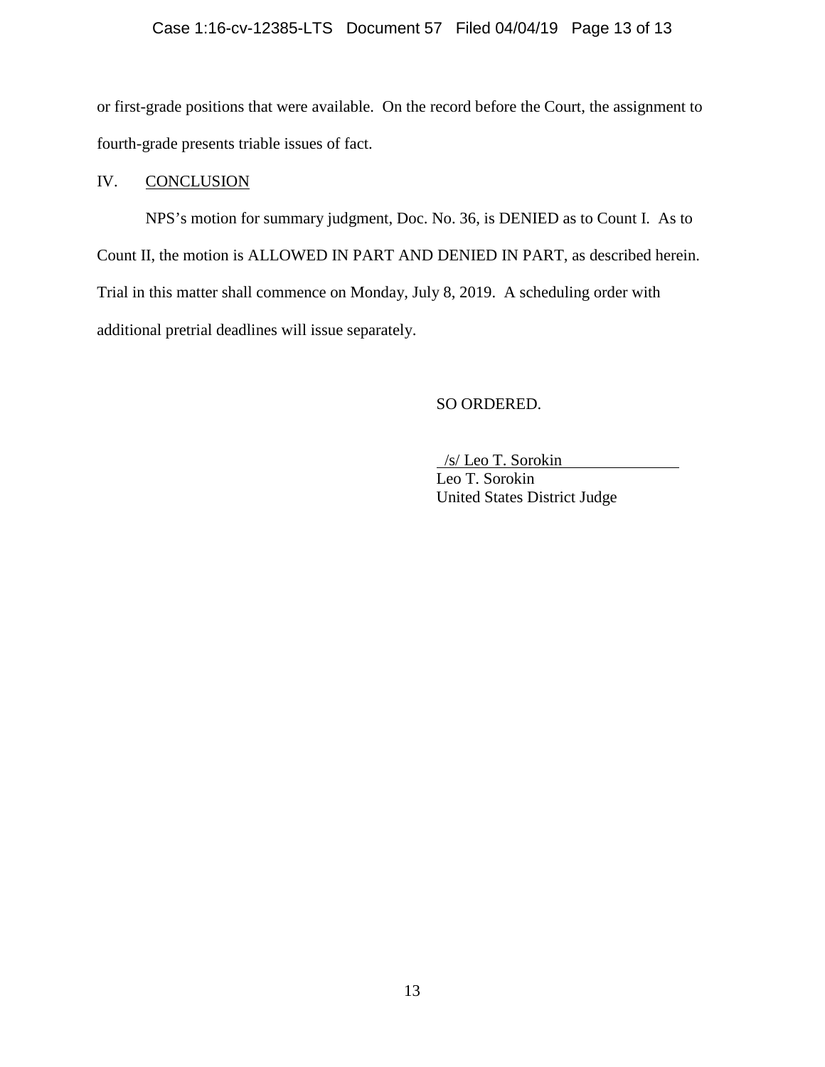or first-grade positions that were available. On the record before the Court, the assignment to fourth-grade presents triable issues of fact.

## IV. CONCLUSION

NPS's motion for summary judgment, Doc. No. 36, is DENIED as to Count I. As to Count II, the motion is ALLOWED IN PART AND DENIED IN PART, as described herein. Trial in this matter shall commence on Monday, July 8, 2019. A scheduling order with additional pretrial deadlines will issue separately.

SO ORDERED.

/s/ Leo T. Sorokin
Leo T. Sorokin
United States District Judge